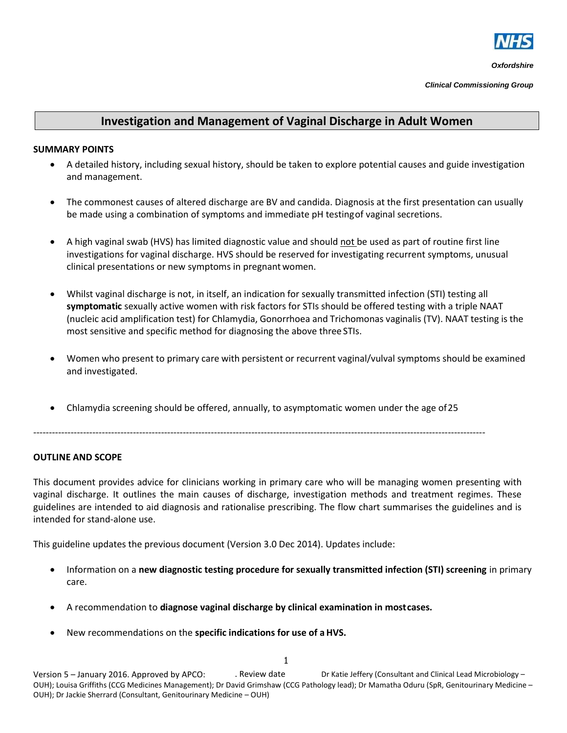NHS

*Oxfordshire*

*Clinical Commissioning Group*

# Investigation and Management of Vaginal Discharge in Adult Women

**SUMMARY POINTS**

- A detailed history, including sexual history, should be taken to explore potential causes and guide investigation and management.
- The commonest causes of altered discharge are BV and candida. Diagnosis at the first presentation can usually be made using a combination of symptoms and immediate pH testing of vaginal secretions.
- A high vaginal swab (HVS) has limited diagnostic value and should not be used as part of routine first line investigations for vaginal discharge. HVS should be reserved for investigating recurrent symptoms, unusual clinical presentations or new symptoms in pregnant women.
- Whilst vaginal discharge is not, in itself, an indication for sexually transmitted infection (STI) testing all **symptomatic** sexually active women with risk factors for STIs should be offered testing with a triple NAAT (nucleic acid amplification test) for Chlamydia, Gonorrhoea and Trichomonas vaginalis (TV). NAAT testing is the most sensitive and specific method for diagnosing the above three STIs.
- Women who present to primary care with persistent or recurrent vaginal/vulval symptoms should be examined and investigated.
- Chlamydia screening should be offered, annually, to asymptomatic women under the age of 25

---

**OUTLINE AND SCOPE**

This document provides advice for clinicians working in primary care who will be managing women presenting with vaginal discharge. It outlines the main causes of discharge, investigation methods and treatment regimes. These guidelines are intended to aid diagnosis and rationalise prescribing. The flow chart summarises the guidelines and is intended for stand-alone use.

This guideline updates the previous document (Version 3.0 Dec 2014). Updates include:

- Information on a **new diagnostic testing procedure for sexually transmitted infection (STI) screening** in primary care.
- A recommendation to **diagnose vaginal discharge by clinical examination in most cases.**
- New recommendations on the **specific indications for use of a HVS.**

Version 5 – January 2016. Approved by APCO: . Review date Dr Katie Jeffery (Consultant and Clinical Lead Microbiology – OUH); Louisa Griffiths (CCG Medicines Management); Dr David Grimshaw (CCG Pathology lead); Dr Mamatha Oduru (SpR, Genitourinary Medicine – OUH); Dr Jackie Sherrard (Consultant, Genitourinary Medicine – OUH)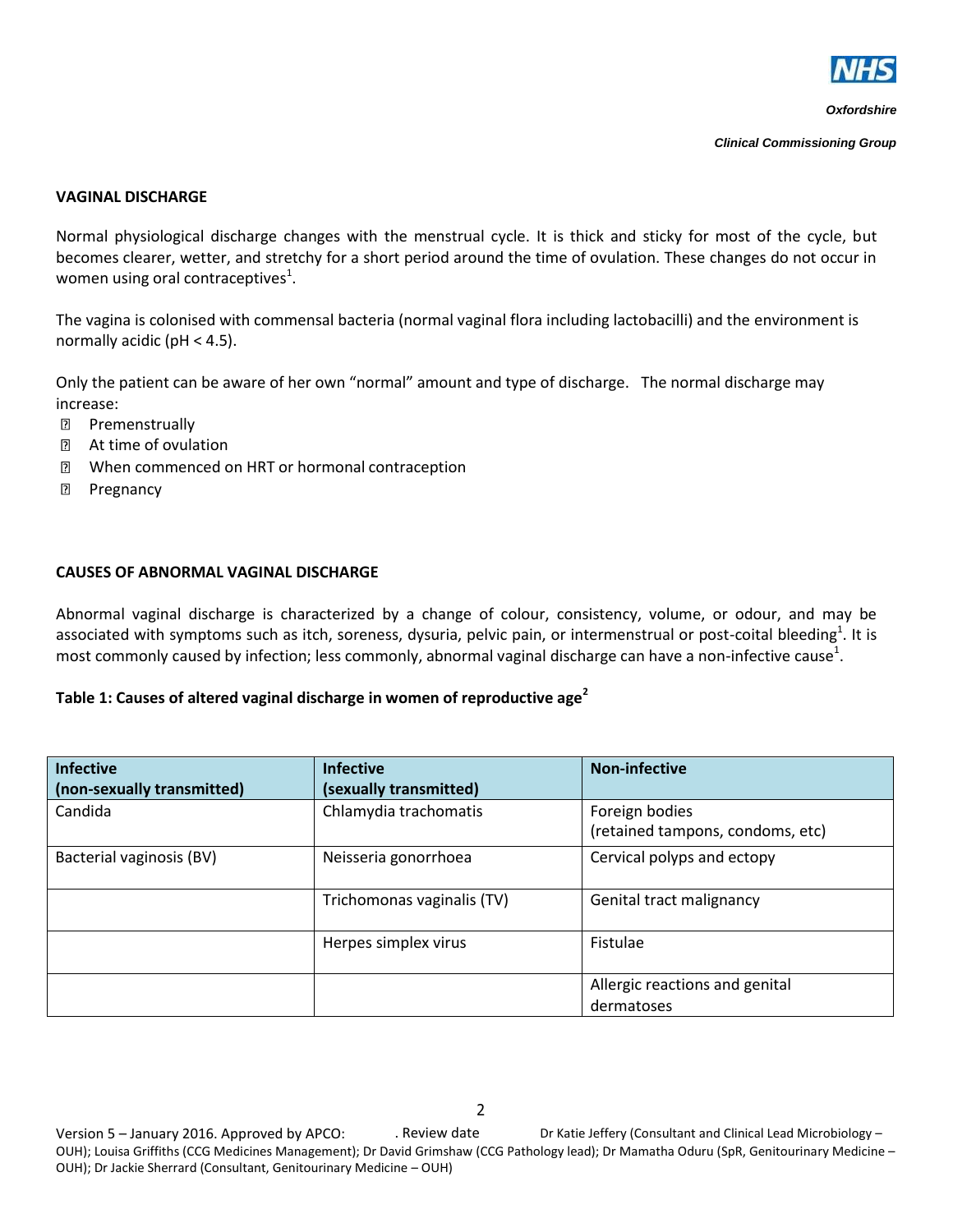## VAGINAL DISCHARGE

Normal physiological discharge changes with the menstrual cycle. It is thick and sticky for most of the cycle, but becomes clearer, wetter, and stretchy for a short period around the time of ovulation. These changes do not occur in women using oral contraceptives[1].

The vagina is colonised with commensal bacteria (normal vaginal flora including lactobacilli) and the environment is normally acidic (pH < 4.5).

Only the patient can be aware of her own "normal" amount and type of discharge. The normal discharge may increase:

- Premenstrually
- At time of ovulation
- When commenced on HRT or hormonal contraception
- Pregnancy

## CAUSES OF ABNORMAL VAGINAL DISCHARGE

Abnormal vaginal discharge is characterized by a change of colour, consistency, volume, or odour, and may be associated with symptoms such as itch, soreness, dysuria, pelvic pain, or intermenstrual or post-coital bleeding[1]. It is most commonly caused by infection; less commonly, abnormal vaginal discharge can have a non-infective cause[1].

**Table 1: Causes of altered vaginal discharge in women of reproductive age[2]**

| Infective (non-sexually transmitted) | Infective (sexually transmitted) | Non-infective |
|---|---|---|
| Candida | Chlamydia trachomatis | Foreign bodies (retained tampons, condoms, etc) |
| Bacterial vaginosis (BV) | Neisseria gonorrhoea | Cervical polyps and ectopy |
| | Trichomonas vaginalis (TV) | Genital tract malignancy |
| | Herpes simplex virus | Fistulae |
| | | Allergic reactions and genital dermatoses |

Version 5 – January 2016. Approved by APCO: . Review date Dr Katie Jeffery (Consultant and Clinical Lead Microbiology – OUH); Louisa Griffiths (CCG Medicines Management); Dr David Grimshaw (CCG Pathology lead); Dr Mamatha Oduru (SpR, Genitourinary Medicine – OUH); Dr Jackie Sherrard (Consultant, Genitourinary Medicine – OUH)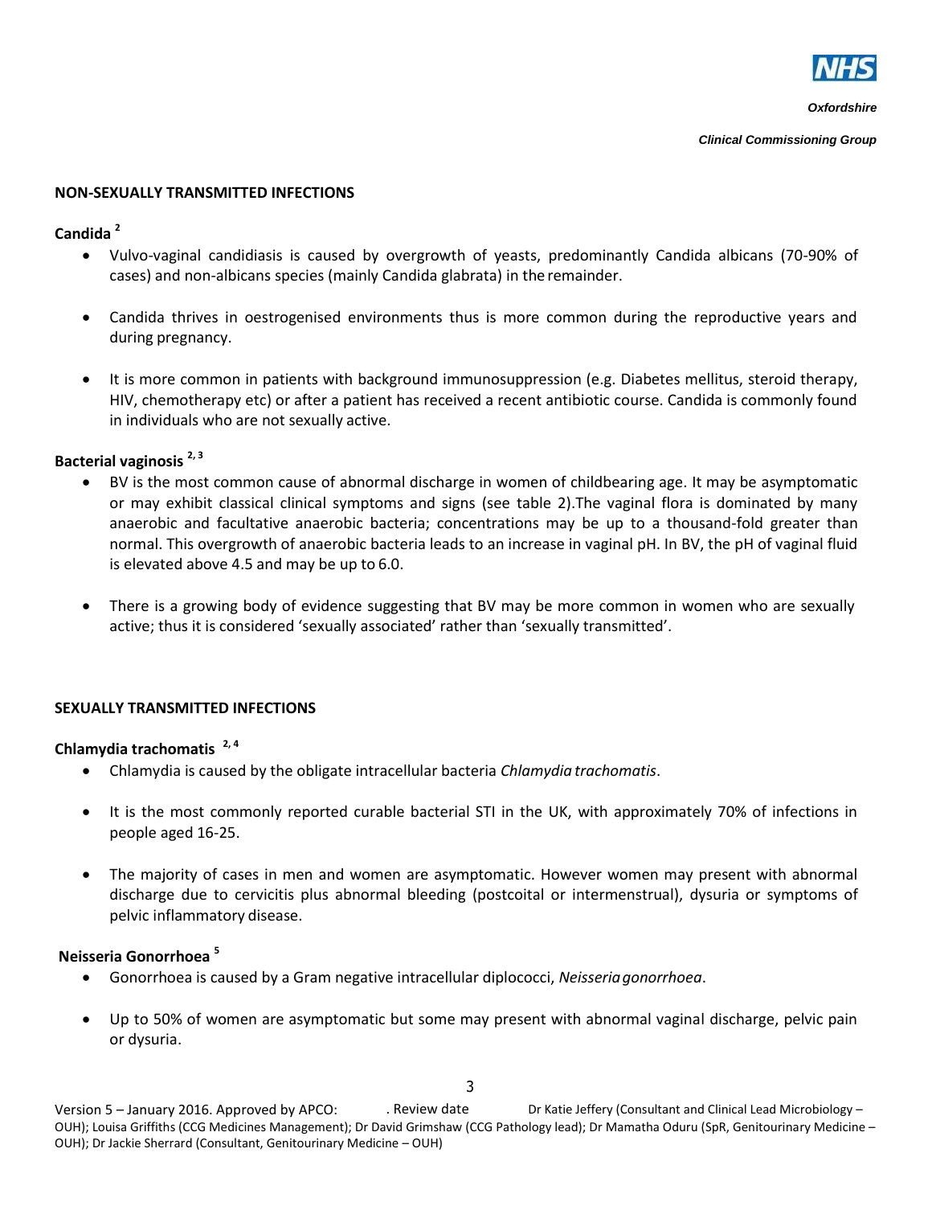## NON-SEXUALLY TRANSMITTED INFECTIONS

### Candida [2]

- Vulvo-vaginal candidiasis is caused by overgrowth of yeasts, predominantly Candida albicans (70-90% of cases) and non-albicans species (mainly Candida glabrata) in the remainder.

- Candida thrives in oestrogenised environments thus is more common during the reproductive years and during pregnancy.

- It is more common in patients with background immunosuppression (e.g. Diabetes mellitus, steroid therapy, HIV, chemotherapy etc) or after a patient has received a recent antibiotic course. Candida is commonly found in individuals who are not sexually active.

### Bacterial vaginosis [2, 3]

- BV is the most common cause of abnormal discharge in women of childbearing age. It may be asymptomatic or may exhibit classical clinical symptoms and signs (see table 2).The vaginal flora is dominated by many anaerobic and facultative anaerobic bacteria; concentrations may be up to a thousand-fold greater than normal. This overgrowth of anaerobic bacteria leads to an increase in vaginal pH. In BV, the pH of vaginal fluid is elevated above 4.5 and may be up to 6.0.

- There is a growing body of evidence suggesting that BV may be more common in women who are sexually active; thus it is considered 'sexually associated' rather than 'sexually transmitted'.

## SEXUALLY TRANSMITTED INFECTIONS

### Chlamydia trachomatis [2, 4]

- Chlamydia is caused by the obligate intracellular bacteria *Chlamydia trachomatis*.

- It is the most commonly reported curable bacterial STI in the UK, with approximately 70% of infections in people aged 16-25.

- The majority of cases in men and women are asymptomatic. However women may present with abnormal discharge due to cervicitis plus abnormal bleeding (postcoital or intermenstrual), dysuria or symptoms of pelvic inflammatory disease.

### Neisseria Gonorrhoea [5]

- Gonorrhoea is caused by a Gram negative intracellular diplococci, *Neisseria gonorrhoea*.

- Up to 50% of women are asymptomatic but some may present with abnormal vaginal discharge, pelvic pain or dysuria.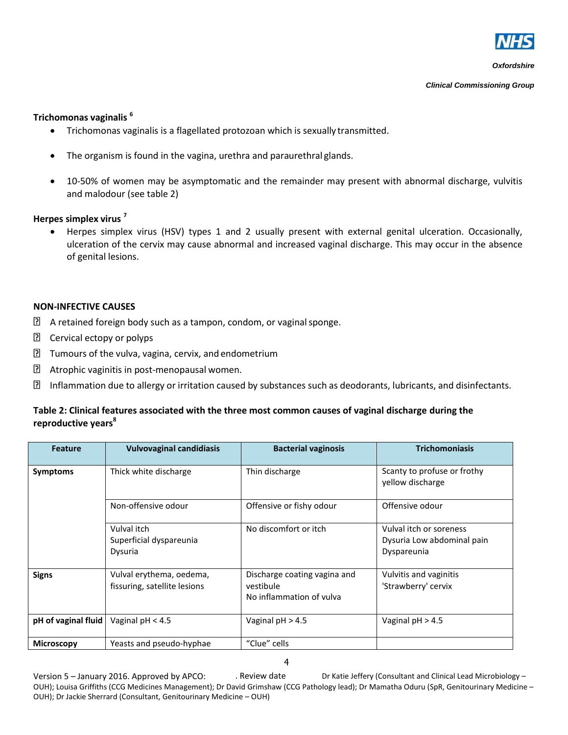**Trichomonas vaginalis** [6]

- Trichomonas vaginalis is a flagellated protozoan which is sexually transmitted.
- The organism is found in the vagina, urethra and paraurethral glands.
- 10-50% of women may be asymptomatic and the remainder may present with abnormal discharge, vulvitis and malodour (see table 2)

**Herpes simplex virus** [7]

- Herpes simplex virus (HSV) types 1 and 2 usually present with external genital ulceration. Occasionally, ulceration of the cervix may cause abnormal and increased vaginal discharge. This may occur in the absence of genital lesions.

**NON-INFECTIVE CAUSES**

- A retained foreign body such as a tampon, condom, or vaginal sponge.
- Cervical ectopy or polyps
- Tumours of the vulva, vagina, cervix, and endometrium
- Atrophic vaginitis in post-menopausal women.
- Inflammation due to allergy or irritation caused by substances such as deodorants, lubricants, and disinfectants.

**Table 2: Clinical features associated with the three most common causes of vaginal discharge during the reproductive years**[8]

| Feature | Vulvovaginal candidiasis | Bacterial vaginosis | Trichomoniasis |
|---|---|---|---|
| **Symptoms** | Thick white discharge | Thin discharge | Scanty to profuse or frothy yellow discharge |
| | Non-offensive odour | Offensive or fishy odour | Offensive odour |
| | Vulval itch<br>Superficial dyspareunia<br>Dysuria | No discomfort or itch | Vulval itch or soreness<br>Dysuria Low abdominal pain<br>Dyspareunia |
| **Signs** | Vulval erythema, oedema, fissuring, satellite lesions | Discharge coating vagina and vestibule<br>No inflammation of vulva | Vulvitis and vaginitis<br>'Strawberry' cervix |
| **pH of vaginal fluid** | Vaginal pH < 4.5 | Vaginal pH > 4.5 | Vaginal pH > 4.5 |
| **Microscopy** | Yeasts and pseudo-hyphae | "Clue" cells | |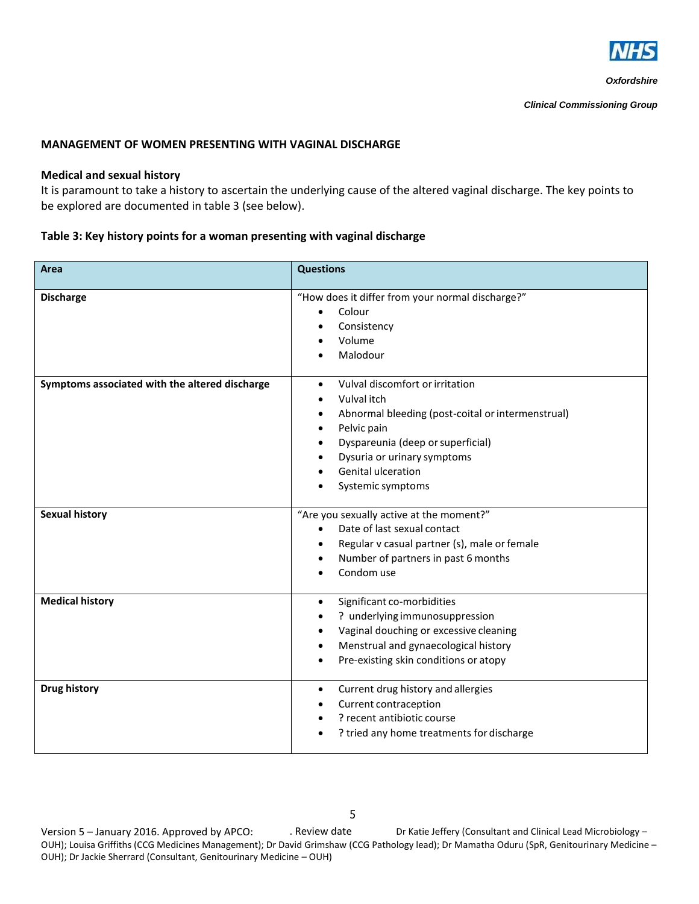## MANAGEMENT OF WOMEN PRESENTING WITH VAGINAL DISCHARGE

### Medical and sexual history

It is paramount to take a history to ascertain the underlying cause of the altered vaginal discharge. The key points to be explored are documented in table 3 (see below).

**Table 3: Key history points for a woman presenting with vaginal discharge**

| Area | Questions |
|---|---|
| **Discharge** | "How does it differ from your normal discharge?"<br>• Colour<br>• Consistency<br>• Volume<br>• Malodour |
| **Symptoms associated with the altered discharge** | • Vulval discomfort or irritation<br>• Vulval itch<br>• Abnormal bleeding (post-coital or intermenstrual)<br>• Pelvic pain<br>• Dyspareunia (deep or superficial)<br>• Dysuria or urinary symptoms<br>• Genital ulceration<br>• Systemic symptoms |
| **Sexual history** | "Are you sexually active at the moment?"<br>• Date of last sexual contact<br>• Regular v casual partner (s), male or female<br>• Number of partners in past 6 months<br>• Condom use |
| **Medical history** | • Significant co-morbidities<br>• ? underlying immunosuppression<br>• Vaginal douching or excessive cleaning<br>• Menstrual and gynaecological history<br>• Pre-existing skin conditions or atopy |
| **Drug history** | • Current drug history and allergies<br>• Current contraception<br>• ? recent antibiotic course<br>• ? tried any home treatments for discharge |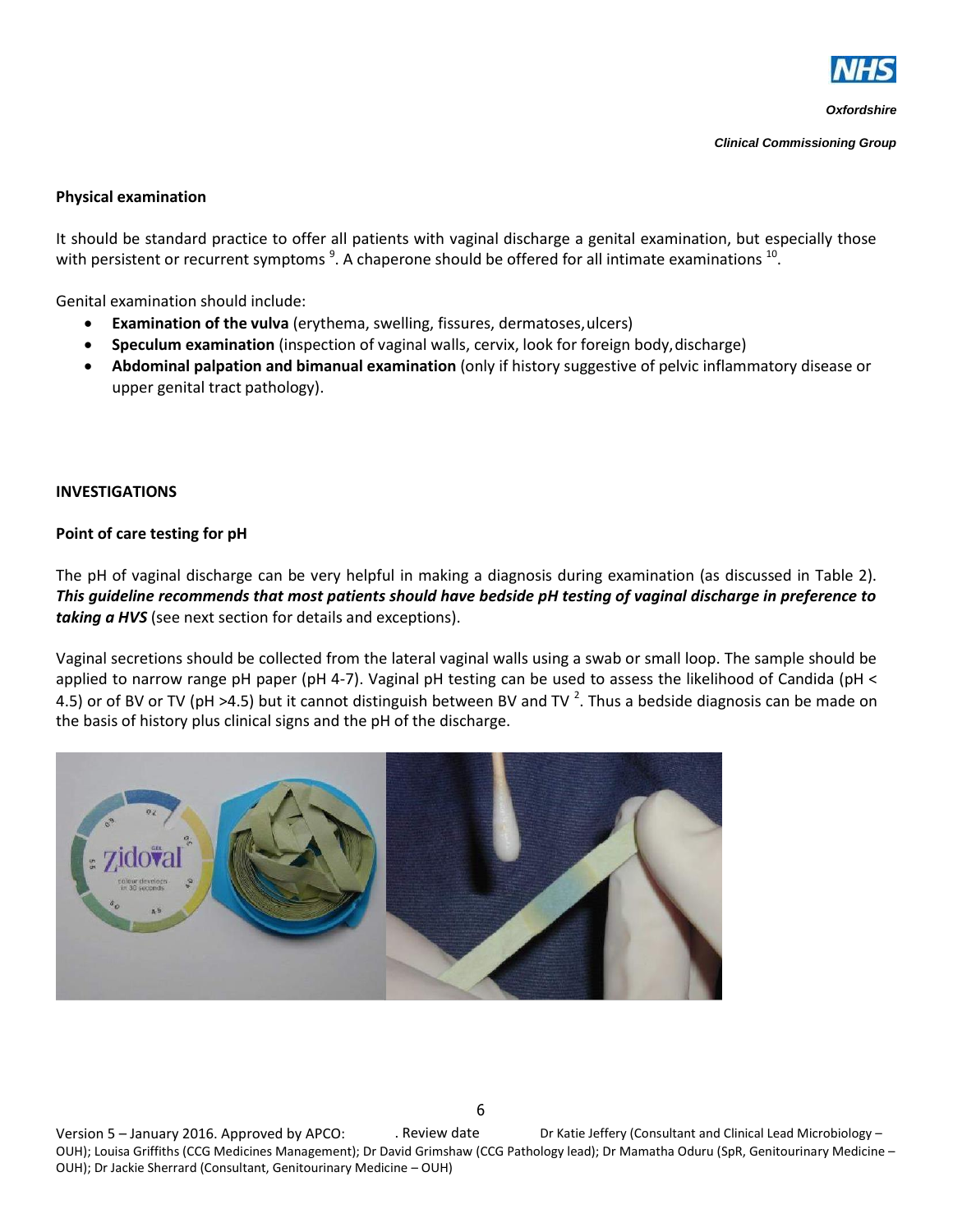## Physical examination

It should be standard practice to offer all patients with vaginal discharge a genital examination, but especially those with persistent or recurrent symptoms [9]. A chaperone should be offered for all intimate examinations [10].

Genital examination should include:

- **Examination of the vulva** (erythema, swelling, fissures, dermatoses, ulcers)
- **Speculum examination** (inspection of vaginal walls, cervix, look for foreign body, discharge)
- **Abdominal palpation and bimanual examination** (only if history suggestive of pelvic inflammatory disease or upper genital tract pathology).

## INVESTIGATIONS

### Point of care testing for pH

The pH of vaginal discharge can be very helpful in making a diagnosis during examination (as discussed in Table 2). ***This guideline recommends that most patients should have bedside pH testing of vaginal discharge in preference to taking a HVS*** (see next section for details and exceptions).

Vaginal secretions should be collected from the lateral vaginal walls using a swab or small loop. The sample should be applied to narrow range pH paper (pH 4-7). Vaginal pH testing can be used to assess the likelihood of Candida (pH < 4.5) or of BV or TV (pH >4.5) but it cannot distinguish between BV and TV [2]. Thus a bedside diagnosis can be made on the basis of history plus clinical signs and the pH of the discharge.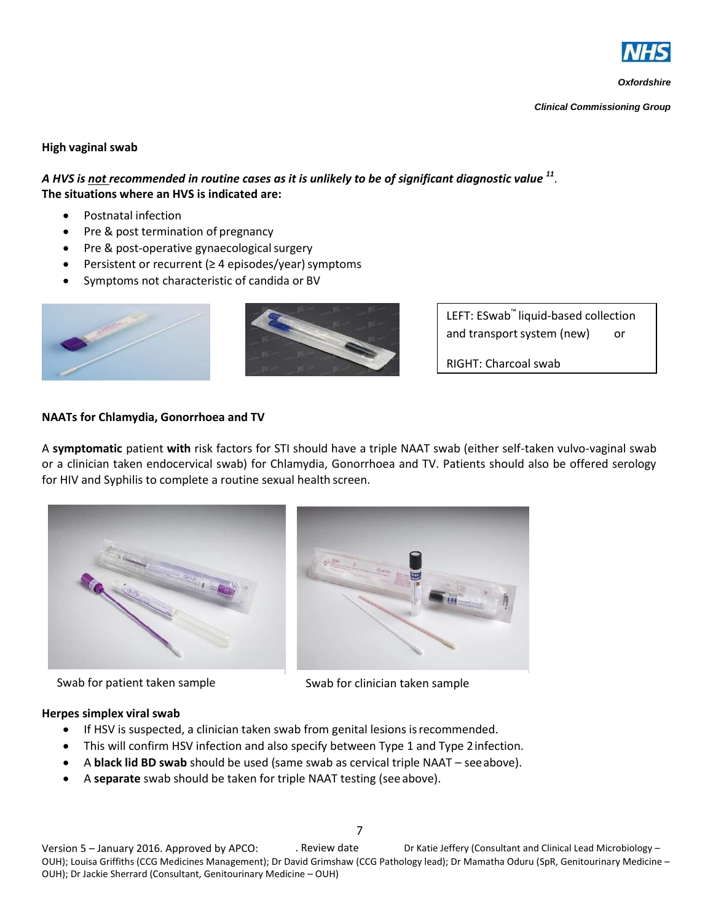**High vaginal swab**

***A HVS is not recommended in routine cases as it is unlikely to be of significant diagnostic value*** [11].
**The situations where an HVS is indicated are:**

- Postnatal infection
- Pre & post termination of pregnancy
- Pre & post-operative gynaecological surgery
- Persistent or recurrent (≥ 4 episodes/year) symptoms
- Symptoms not characteristic of candida or BV

LEFT: ESwab™ liquid-based collection and transport system (new) or

RIGHT: Charcoal swab

**NAATs for Chlamydia, Gonorrhoea and TV**

A **symptomatic** patient **with** risk factors for STI should have a triple NAAT swab (either self-taken vulvo-vaginal swab or a clinician taken endocervical swab) for Chlamydia, Gonorrhoea and TV. Patients should also be offered serology for HIV and Syphilis to complete a routine sexual health screen.

Swab for patient taken sample

Swab for clinician taken sample

**Herpes simplex viral swab**

- If HSV is suspected, a clinician taken swab from genital lesions is recommended.
- This will confirm HSV infection and also specify between Type 1 and Type 2 infection.
- A **black lid BD swab** should be used (same swab as cervical triple NAAT – see above).
- A **separate** swab should be taken for triple NAAT testing (see above).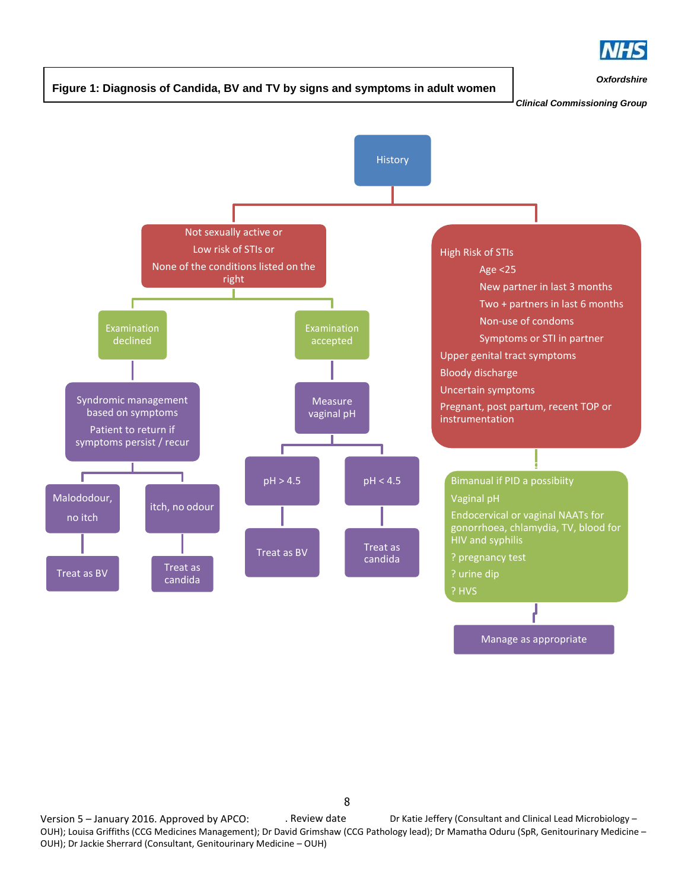**Figure 1: Diagnosis of Candida, BV and TV by signs and symptoms in adult women**

- **History**
  - **Not sexually active or / Low risk of STIs or / None of the conditions listed on the right**
    - **Examination declined**
      - Syndromic management based on symptoms. Patient to return if symptoms persist / recur
        - Malododour, no itch → Treat as BV
        - itch, no odour → Treat as candida
    - **Examination accepted**
      - Measure vaginal pH
        - pH > 4.5 → Treat as BV
        - pH < 4.5 → Treat as candida
  - **High Risk of STIs**
    - Age <25
    - New partner in last 3 months
    - Two + partners in last 6 months
    - Non-use of condoms
    - Symptoms or STI in partner

    Upper genital tract symptoms

    Bloody discharge

    Uncertain symptoms

    Pregnant, post partum, recent TOP or instrumentation
    - Bimanual if PID a possibiity
    - Vaginal pH
    - Endocervical or vaginal NAATs for gonorrhoea, chlamydia, TV, blood for HIV and syphilis
    - ? pregnancy test
    - ? urine dip
    - ? HVS
      - Manage as appropriate

Version 5 – January 2016. Approved by APCO: . Review date Dr Katie Jeffery (Consultant and Clinical Lead Microbiology – OUH); Louisa Griffiths (CCG Medicines Management); Dr David Grimshaw (CCG Pathology lead); Dr Mamatha Oduru (SpR, Genitourinary Medicine – OUH); Dr Jackie Sherrard (Consultant, Genitourinary Medicine – OUH)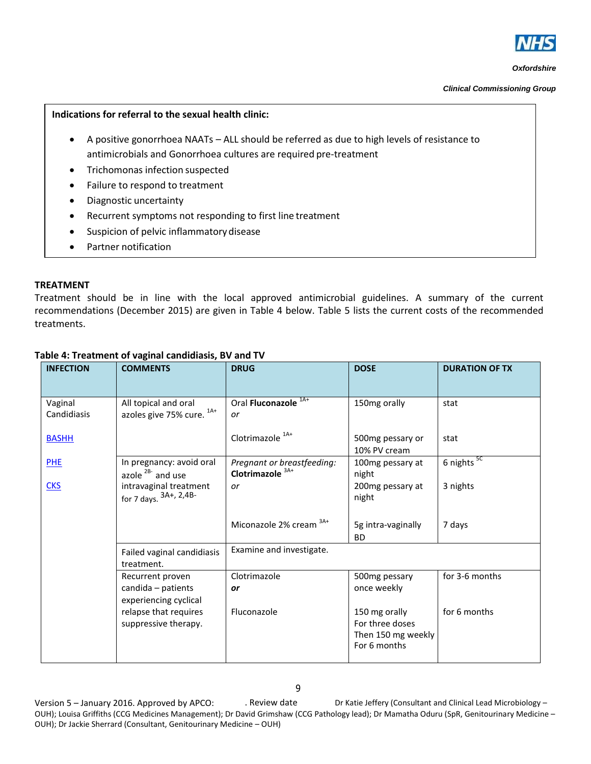**Indications for referral to the sexual health clinic:**

- A positive gonorrhoea NAATs – ALL should be referred as due to high levels of resistance to antimicrobials and Gonorrhoea cultures are required pre-treatment
- Trichomonas infection suspected
- Failure to respond to treatment
- Diagnostic uncertainty
- Recurrent symptoms not responding to first line treatment
- Suspicion of pelvic inflammatory disease
- Partner notification

## TREATMENT

Treatment should be in line with the local approved antimicrobial guidelines. A summary of the current recommendations (December 2015) are given in Table 4 below. Table 5 lists the current costs of the recommended treatments.

**Table 4: Treatment of vaginal candidiasis, BV and TV**

| INFECTION | COMMENTS | DRUG | DOSE | DURATION OF TX |
|---|---|---|---|---|
| Vaginal Candidiasis | All topical and oral azoles give 75% cure. [1A+] | Oral **Fluconazole** [1A+] *or* | 150mg orally | stat |
| BASHH | | Clotrimazole [1A+] | 500mg pessary or 10% PV cream | stat |
| PHE | In pregnancy: avoid oral azole [2B-] and use intravaginal treatment for 7 days. [3A+, 2,4B-] | *Pregnant or breastfeeding:* **Clotrimazole** [3A+] *or* | 100mg pessary at night<br>200mg pessary at night | 6 nights [5C]<br>3 nights |
| CKS | | Miconazole 2% cream [3A+] | 5g intra-vaginally BD | 7 days |
| | Failed vaginal candidiasis treatment. | Examine and investigate. | | |
| | Recurrent proven candida – patients experiencing cyclical relapse that requires suppressive therapy. | Clotrimazole ***or*** | 500mg pessary once weekly | for 3-6 months |
| | | Fluconazole | 150 mg orally For three doses Then 150 mg weekly For 6 months | for 6 months |

Version 5 – January 2016. Approved by APCO: . Review date Dr Katie Jeffery (Consultant and Clinical Lead Microbiology – OUH); Louisa Griffiths (CCG Medicines Management); Dr David Grimshaw (CCG Pathology lead); Dr Mamatha Oduru (SpR, Genitourinary Medicine – OUH); Dr Jackie Sherrard (Consultant, Genitourinary Medicine – OUH)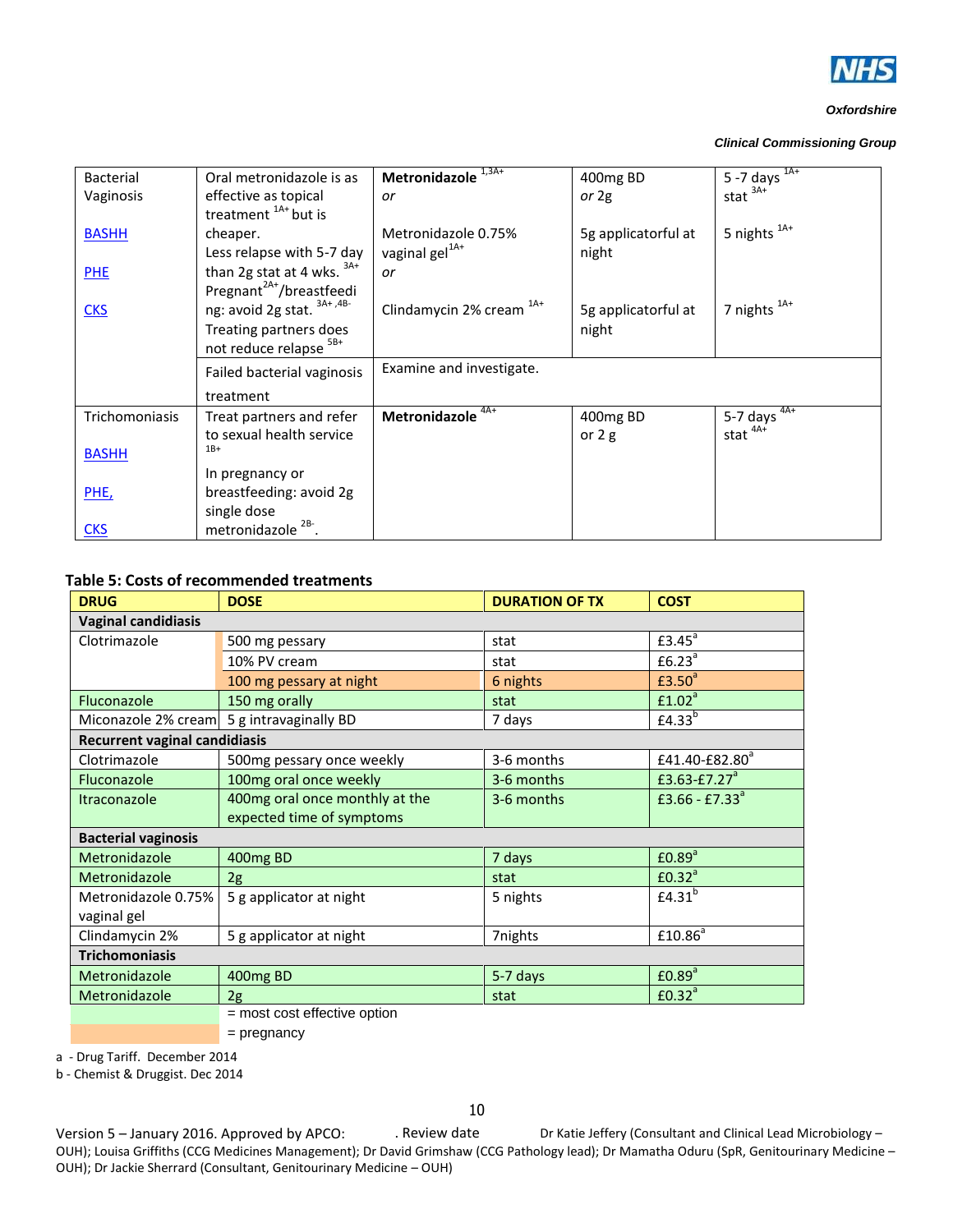| | | | | |
|---|---|---|---|---|
| Bacterial Vaginosis<br><br>BASHH<br><br>PHE<br><br>CKS | Oral metronidazole is as effective as topical treatment [1A+] but is cheaper.<br>Less relapse with 5-7 day than 2g stat at 4 wks. [3A+]<br>Pregnant[2A+]/breastfeeding: avoid 2g stat. [3A+,4B-]<br>Treating partners does not reduce relapse [5B+] | **Metronidazole** [1,3A+]<br>*or*<br><br>Metronidazole 0.75% vaginal gel[1A+]<br>*or*<br><br>Clindamycin 2% cream [1A+] | 400mg BD<br>*or* 2g<br><br>5g applicatorful at night<br><br><br>5g applicatorful at night | 5 -7 days [1A+]<br>stat [3A+]<br><br>5 nights [1A+]<br><br><br>7 nights [1A+] |
| | Failed bacterial vaginosis treatment | Examine and investigate. | | |
| Trichomoniasis<br><br>BASHH<br><br>PHE,<br><br>CKS | Treat partners and refer to sexual health service [1B+]<br><br>In pregnancy or breastfeeding: avoid 2g single dose metronidazole [2B-]. | **Metronidazole** [4A+] | 400mg BD<br>or 2 g | 5-7 days [4A+]<br>stat [4A+] |

**Table 5: Costs of recommended treatments**

| DRUG | DOSE | DURATION OF TX | COST |
|---|---|---|---|
| **Vaginal candidiasis** | | | |
| Clotrimazole | 500 mg pessary | stat | £3.45[a] |
| | 10% PV cream | stat | £6.23[a] |
| | 100 mg pessary at night | 6 nights | £3.50[a] |
| Fluconazole | 150 mg orally | stat | £1.02[a] |
| Miconazole 2% cream | 5 g intravaginally BD | 7 days | £4.33[b] |
| **Recurrent vaginal candidiasis** | | | |
| Clotrimazole | 500mg pessary once weekly | 3-6 months | £41.40-£82.80[a] |
| Fluconazole | 100mg oral once weekly | 3-6 months | £3.63-£7.27[a] |
| Itraconazole | 400mg oral once monthly at the expected time of symptoms | 3-6 months | £3.66 - £7.33[a] |
| **Bacterial vaginosis** | | | |
| Metronidazole | 400mg BD | 7 days | £0.89[a] |
| Metronidazole | 2g | stat | £0.32[a] |
| Metronidazole 0.75% vaginal gel | 5 g applicator at night | 5 nights | £4.31[b] |
| Clindamycin 2% | 5 g applicator at night | 7nights | £10.86[a] |
| **Trichomoniasis** | | | |
| Metronidazole | 400mg BD | 5-7 days | £0.89[a] |
| Metronidazole | 2g | stat | £0.32[a] |

(green) = most cost effective option

(orange) = pregnancy

a - Drug Tariff. December 2014

b - Chemist & Druggist. Dec 2014

Version 5 – January 2016. Approved by APCO: . Review date Dr Katie Jeffery (Consultant and Clinical Lead Microbiology – OUH); Louisa Griffiths (CCG Medicines Management); Dr David Grimshaw (CCG Pathology lead); Dr Mamatha Oduru (SpR, Genitourinary Medicine – OUH); Dr Jackie Sherrard (Consultant, Genitourinary Medicine – OUH)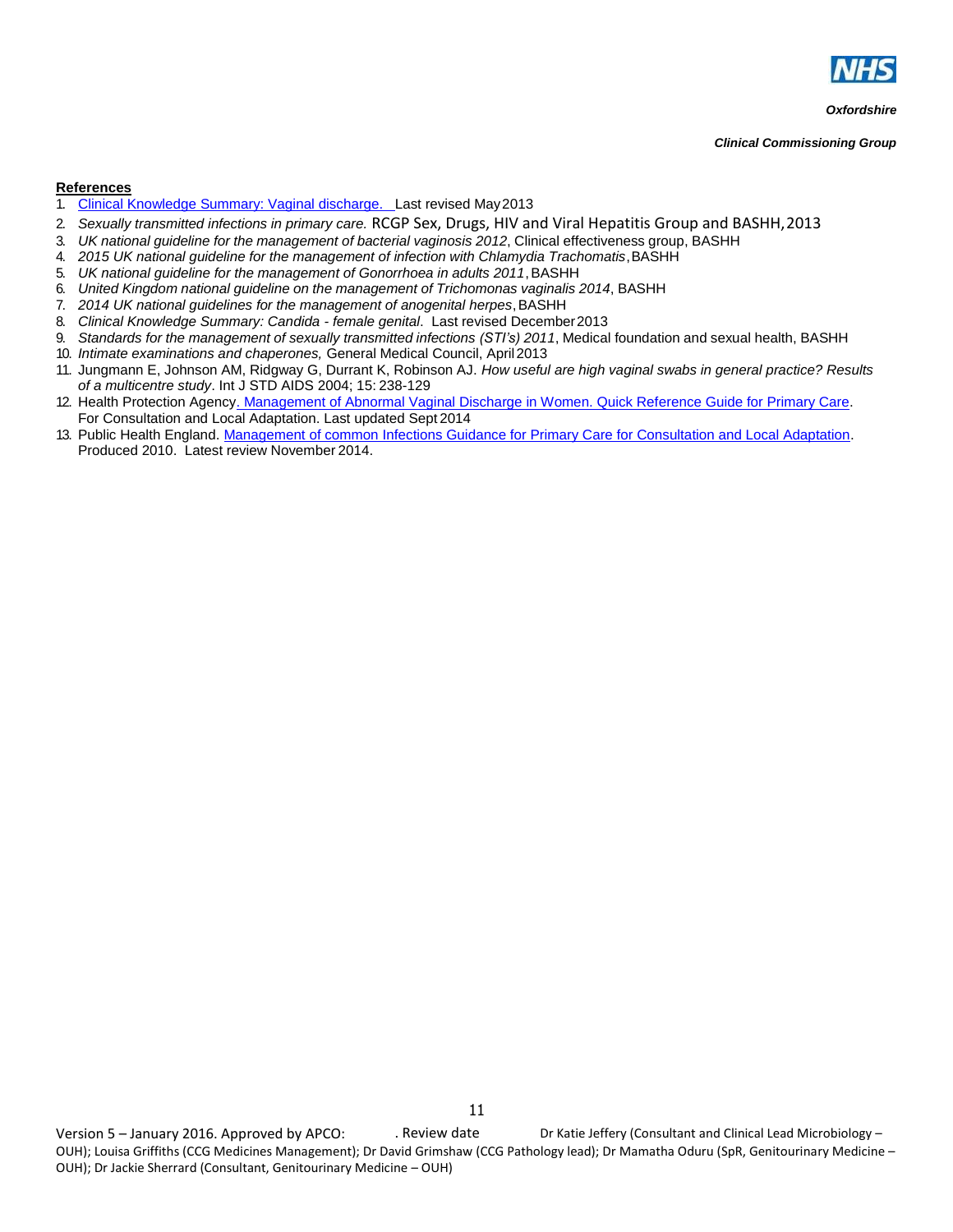**References**

1. Clinical Knowledge Summary: Vaginal discharge. Last revised May 2013
2. *Sexually transmitted infections in primary care.* RCGP Sex, Drugs, HIV and Viral Hepatitis Group and BASHH, 2013
3. *UK national guideline for the management of bacterial vaginosis 2012*, Clinical effectiveness group, BASHH
4. *2015 UK national guideline for the management of infection with Chlamydia Trachomatis*, BASHH
5. *UK national guideline for the management of Gonorrhoea in adults 2011*, BASHH
6. *United Kingdom national guideline on the management of Trichomonas vaginalis 2014*, BASHH
7. *2014 UK national guidelines for the management of anogenital herpes*, BASHH
8. *Clinical Knowledge Summary: Candida - female genital*. Last revised December 2013
9. *Standards for the management of sexually transmitted infections (STI's) 2011*, Medical foundation and sexual health, BASHH
10. *Intimate examinations and chaperones,* General Medical Council, April 2013
11. Jungmann E, Johnson AM, Ridgway G, Durrant K, Robinson AJ. *How useful are high vaginal swabs in general practice? Results of a multicentre study*. Int J STD AIDS 2004; 15: 238-129
12. Health Protection Agency. Management of Abnormal Vaginal Discharge in Women. Quick Reference Guide for Primary Care. For Consultation and Local Adaptation. Last updated Sept 2014
13. Public Health England. Management of common Infections Guidance for Primary Care for Consultation and Local Adaptation. Produced 2010. Latest review November 2014.

Version 5 – January 2016. Approved by APCO: . Review date Dr Katie Jeffery (Consultant and Clinical Lead Microbiology – OUH); Louisa Griffiths (CCG Medicines Management); Dr David Grimshaw (CCG Pathology lead); Dr Mamatha Oduru (SpR, Genitourinary Medicine – OUH); Dr Jackie Sherrard (Consultant, Genitourinary Medicine – OUH)